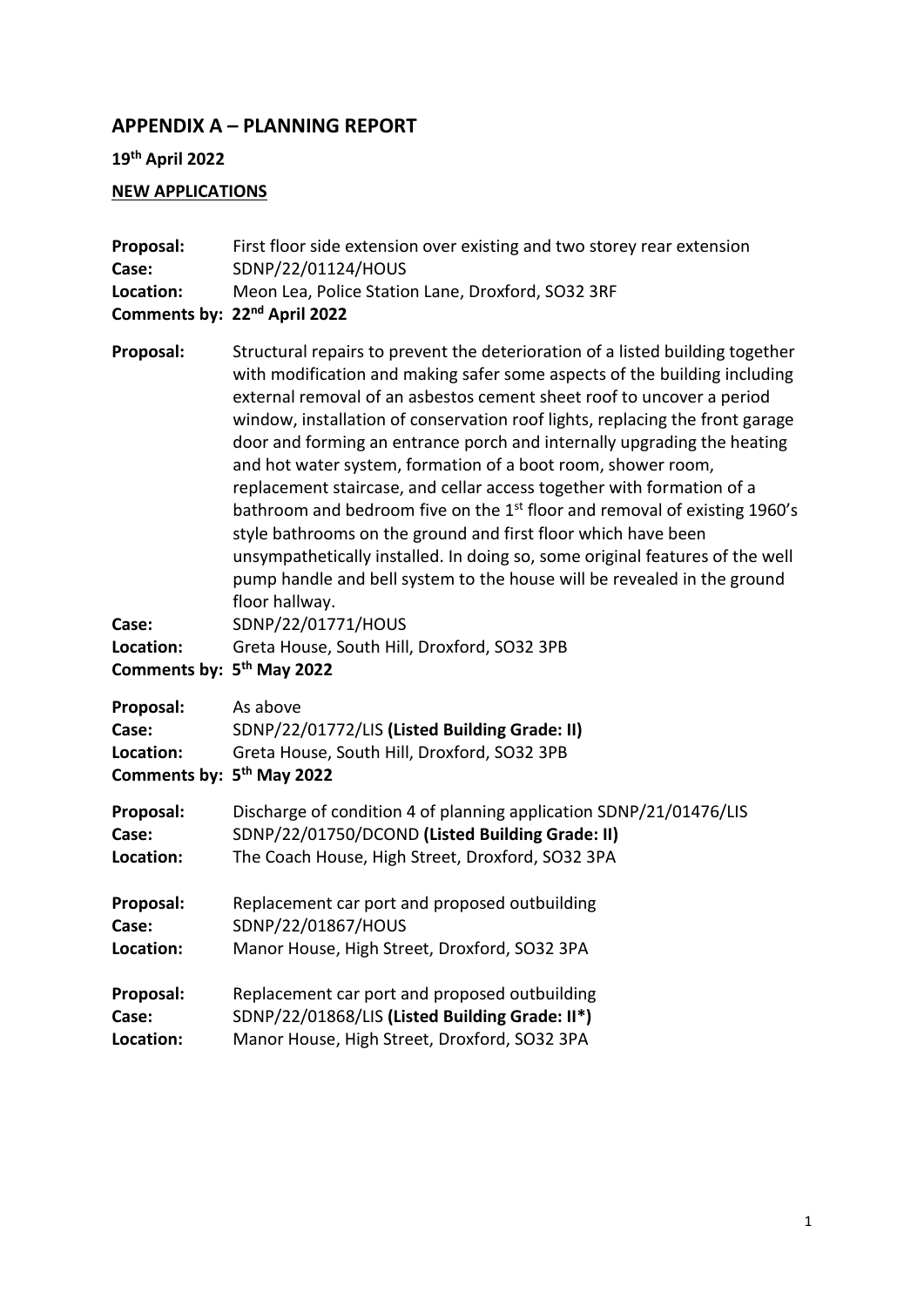## APPENDIX A – PLANNING REPORT

**19th April 2022**

**NEW APPLICATIONS**

**Proposal:** First floor side extension over existing and two storey rear extension
**Case:** SDNP/22/01124/HOUS
**Location:** Meon Lea, Police Station Lane, Droxford, SO32 3RF
**Comments by: 22nd April 2022**

**Proposal:** Structural repairs to prevent the deterioration of a listed building together with modification and making safer some aspects of the building including external removal of an asbestos cement sheet roof to uncover a period window, installation of conservation roof lights, replacing the front garage door and forming an entrance porch and internally upgrading the heating and hot water system, formation of a boot room, shower room, replacement staircase, and cellar access together with formation of a bathroom and bedroom five on the 1st floor and removal of existing 1960's style bathrooms on the ground and first floor which have been unsympathetically installed. In doing so, some original features of the well pump handle and bell system to the house will be revealed in the ground floor hallway.
**Case:** SDNP/22/01771/HOUS
**Location:** Greta House, South Hill, Droxford, SO32 3PB
**Comments by: 5th May 2022**

**Proposal:** As above
**Case:** SDNP/22/01772/LIS **(Listed Building Grade: II)**
**Location:** Greta House, South Hill, Droxford, SO32 3PB
**Comments by: 5th May 2022**

**Proposal:** Discharge of condition 4 of planning application SDNP/21/01476/LIS
**Case:** SDNP/22/01750/DCOND **(Listed Building Grade: II)**
**Location:** The Coach House, High Street, Droxford, SO32 3PA

**Proposal:** Replacement car port and proposed outbuilding
**Case:** SDNP/22/01867/HOUS
**Location:** Manor House, High Street, Droxford, SO32 3PA

**Proposal:** Replacement car port and proposed outbuilding
**Case:** SDNP/22/01868/LIS **(Listed Building Grade: II*)**
**Location:** Manor House, High Street, Droxford, SO32 3PA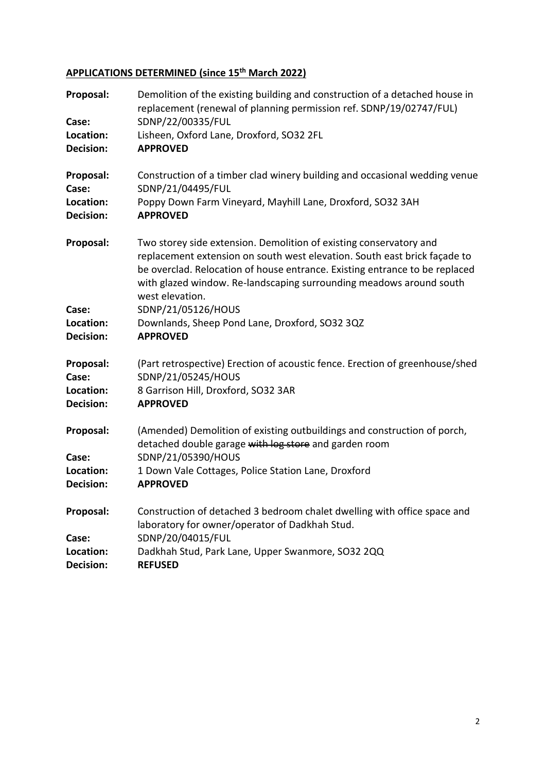## APPLICATIONS DETERMINED (since 15th March 2022)

**Proposal:** Demolition of the existing building and construction of a detached house in replacement (renewal of planning permission ref. SDNP/19/02747/FUL)
**Case:** SDNP/22/00335/FUL
**Location:** Lisheen, Oxford Lane, Droxford, SO32 2FL
**Decision:** **APPROVED**

**Proposal:** Construction of a timber clad winery building and occasional wedding venue
**Case:** SDNP/21/04495/FUL
**Location:** Poppy Down Farm Vineyard, Mayhill Lane, Droxford, SO32 3AH
**Decision:** **APPROVED**

**Proposal:** Two storey side extension. Demolition of existing conservatory and replacement extension on south west elevation. South east brick façade to be overclad. Relocation of house entrance. Existing entrance to be replaced with glazed window. Re-landscaping surrounding meadows around south west elevation.
**Case:** SDNP/21/05126/HOUS
**Location:** Downlands, Sheep Pond Lane, Droxford, SO32 3QZ
**Decision:** **APPROVED**

**Proposal:** (Part retrospective) Erection of acoustic fence. Erection of greenhouse/shed
**Case:** SDNP/21/05245/HOUS
**Location:** 8 Garrison Hill, Droxford, SO32 3AR
**Decision:** **APPROVED**

**Proposal:** (Amended) Demolition of existing outbuildings and construction of porch, detached double garage ~~with log store~~ and garden room
**Case:** SDNP/21/05390/HOUS
**Location:** 1 Down Vale Cottages, Police Station Lane, Droxford
**Decision:** **APPROVED**

**Proposal:** Construction of detached 3 bedroom chalet dwelling with office space and laboratory for owner/operator of Dadkhah Stud.
**Case:** SDNP/20/04015/FUL
**Location:** Dadkhah Stud, Park Lane, Upper Swanmore, SO32 2QQ
**Decision:** **REFUSED**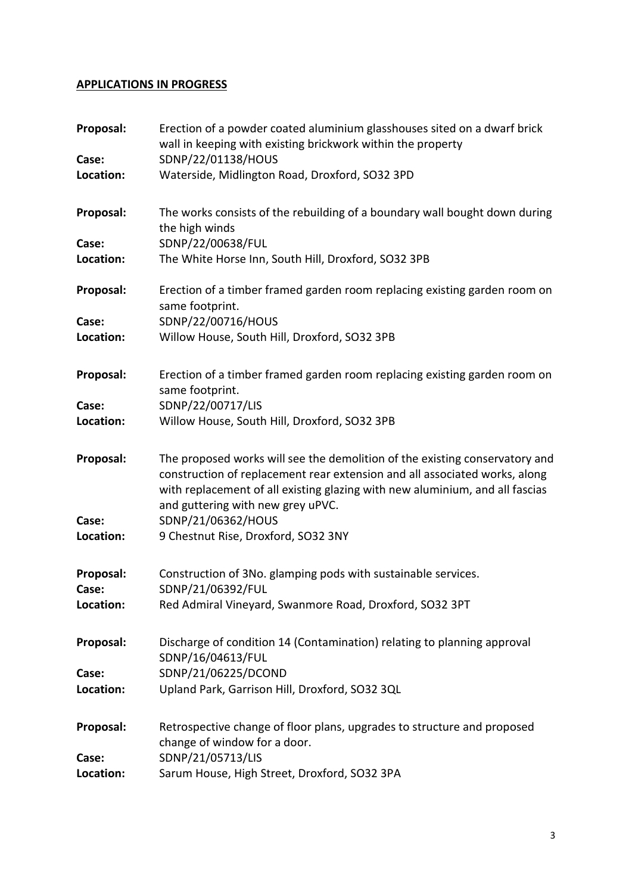## APPLICATIONS IN PROGRESS

**Proposal:** Erection of a powder coated aluminium glasshouses sited on a dwarf brick wall in keeping with existing brickwork within the property
**Case:** SDNP/22/01138/HOUS
**Location:** Waterside, Midlington Road, Droxford, SO32 3PD

**Proposal:** The works consists of the rebuilding of a boundary wall bought down during the high winds
**Case:** SDNP/22/00638/FUL
**Location:** The White Horse Inn, South Hill, Droxford, SO32 3PB

**Proposal:** Erection of a timber framed garden room replacing existing garden room on same footprint.
**Case:** SDNP/22/00716/HOUS
**Location:** Willow House, South Hill, Droxford, SO32 3PB

**Proposal:** Erection of a timber framed garden room replacing existing garden room on same footprint.
**Case:** SDNP/22/00717/LIS
**Location:** Willow House, South Hill, Droxford, SO32 3PB

**Proposal:** The proposed works will see the demolition of the existing conservatory and construction of replacement rear extension and all associated works, along with replacement of all existing glazing with new aluminium, and all fascias and guttering with new grey uPVC.
**Case:** SDNP/21/06362/HOUS
**Location:** 9 Chestnut Rise, Droxford, SO32 3NY

**Proposal:** Construction of 3No. glamping pods with sustainable services.
**Case:** SDNP/21/06392/FUL
**Location:** Red Admiral Vineyard, Swanmore Road, Droxford, SO32 3PT

**Proposal:** Discharge of condition 14 (Contamination) relating to planning approval SDNP/16/04613/FUL
**Case:** SDNP/21/06225/DCOND
**Location:** Upland Park, Garrison Hill, Droxford, SO32 3QL

**Proposal:** Retrospective change of floor plans, upgrades to structure and proposed change of window for a door.
**Case:** SDNP/21/05713/LIS
**Location:** Sarum House, High Street, Droxford, SO32 3PA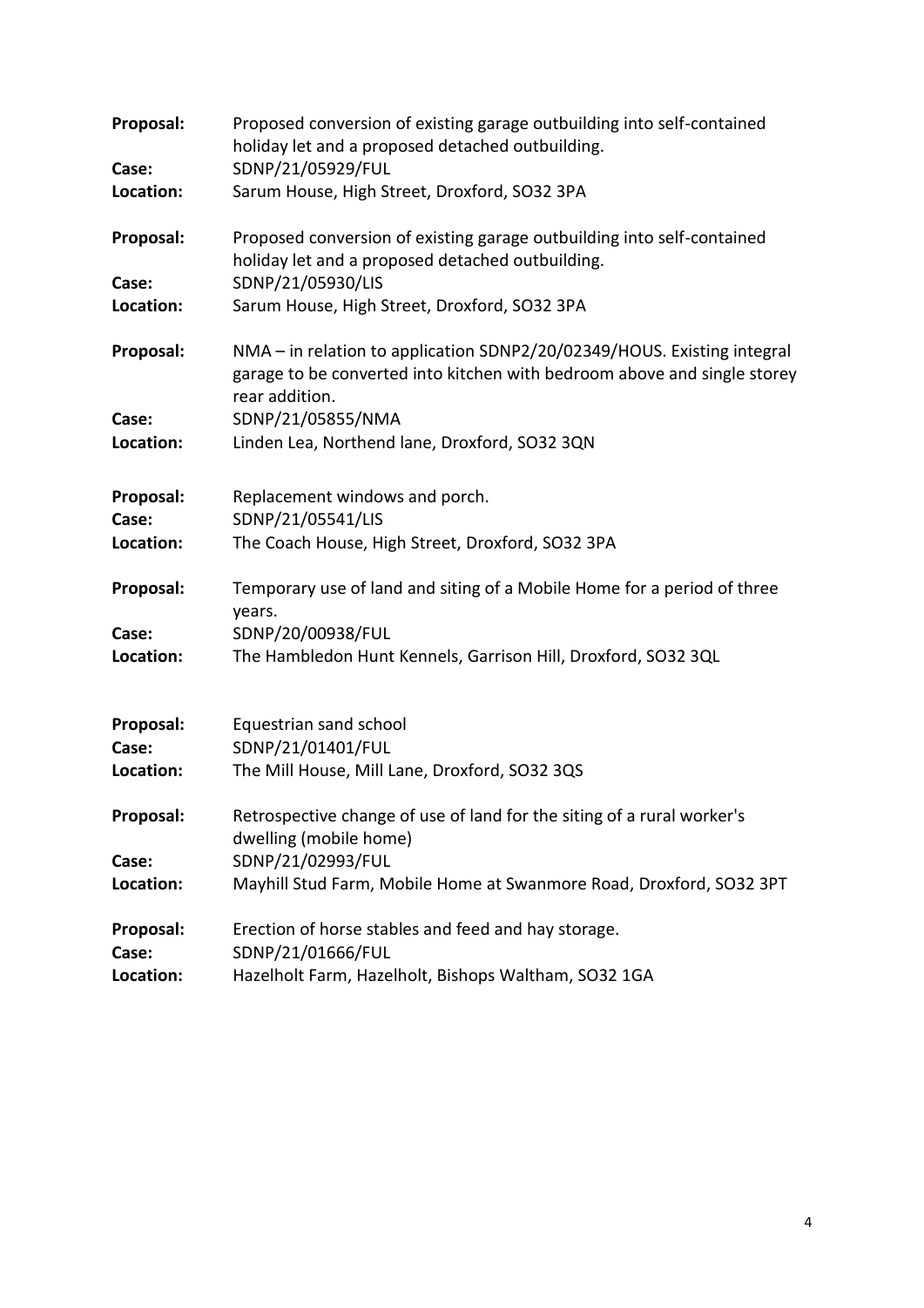**Proposal:** Proposed conversion of existing garage outbuilding into self-contained holiday let and a proposed detached outbuilding.
**Case:** SDNP/21/05929/FUL
**Location:** Sarum House, High Street, Droxford, SO32 3PA

**Proposal:** Proposed conversion of existing garage outbuilding into self-contained holiday let and a proposed detached outbuilding.
**Case:** SDNP/21/05930/LIS
**Location:** Sarum House, High Street, Droxford, SO32 3PA

**Proposal:** NMA – in relation to application SDNP2/20/02349/HOUS. Existing integral garage to be converted into kitchen with bedroom above and single storey rear addition.
**Case:** SDNP/21/05855/NMA
**Location:** Linden Lea, Northend lane, Droxford, SO32 3QN

**Proposal:** Replacement windows and porch.
**Case:** SDNP/21/05541/LIS
**Location:** The Coach House, High Street, Droxford, SO32 3PA

**Proposal:** Temporary use of land and siting of a Mobile Home for a period of three years.
**Case:** SDNP/20/00938/FUL
**Location:** The Hambledon Hunt Kennels, Garrison Hill, Droxford, SO32 3QL

**Proposal:** Equestrian sand school
**Case:** SDNP/21/01401/FUL
**Location:** The Mill House, Mill Lane, Droxford, SO32 3QS

**Proposal:** Retrospective change of use of land for the siting of a rural worker's dwelling (mobile home)
**Case:** SDNP/21/02993/FUL
**Location:** Mayhill Stud Farm, Mobile Home at Swanmore Road, Droxford, SO32 3PT

**Proposal:** Erection of horse stables and feed and hay storage.
**Case:** SDNP/21/01666/FUL
**Location:** Hazelholt Farm, Hazelholt, Bishops Waltham, SO32 1GA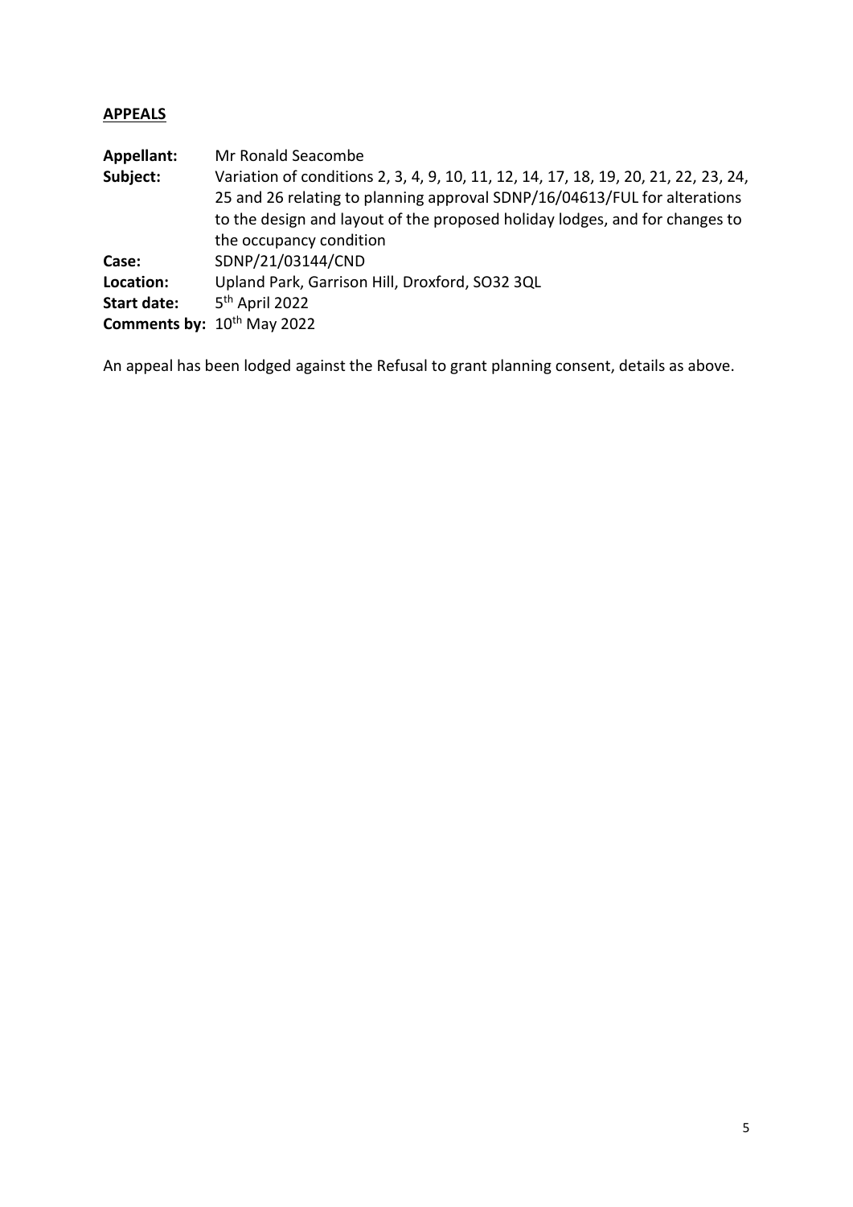## APPEALS

**Appellant:** Mr Ronald Seacombe

**Subject:** Variation of conditions 2, 3, 4, 9, 10, 11, 12, 14, 17, 18, 19, 20, 21, 22, 23, 24, 25 and 26 relating to planning approval SDNP/16/04613/FUL for alterations to the design and layout of the proposed holiday lodges, and for changes to the occupancy condition

**Case:** SDNP/21/03144/CND

**Location:** Upland Park, Garrison Hill, Droxford, SO32 3QL

**Start date:** 5th April 2022

**Comments by:** 10th May 2022

An appeal has been lodged against the Refusal to grant planning consent, details as above.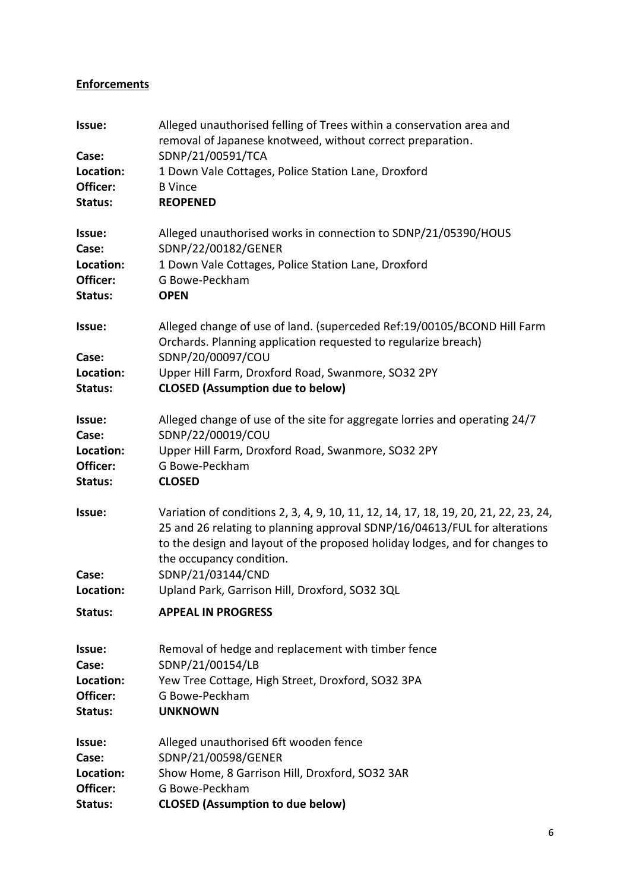**Enforcements**

**Issue:** Alleged unauthorised felling of Trees within a conservation area and removal of Japanese knotweed, without correct preparation.
**Case:** SDNP/21/00591/TCA
**Location:** 1 Down Vale Cottages, Police Station Lane, Droxford
**Officer:** B Vince
**Status:** **REOPENED**

**Issue:** Alleged unauthorised works in connection to SDNP/21/05390/HOUS
**Case:** SDNP/22/00182/GENER
**Location:** 1 Down Vale Cottages, Police Station Lane, Droxford
**Officer:** G Bowe-Peckham
**Status:** **OPEN**

**Issue:** Alleged change of use of land. (superceded Ref:19/00105/BCOND Hill Farm Orchards. Planning application requested to regularize breach)
**Case:** SDNP/20/00097/COU
**Location:** Upper Hill Farm, Droxford Road, Swanmore, SO32 2PY
**Status:** **CLOSED (Assumption due to below)**

**Issue:** Alleged change of use of the site for aggregate lorries and operating 24/7
**Case:** SDNP/22/00019/COU
**Location:** Upper Hill Farm, Droxford Road, Swanmore, SO32 2PY
**Officer:** G Bowe-Peckham
**Status:** **CLOSED**

**Issue:** Variation of conditions 2, 3, 4, 9, 10, 11, 12, 14, 17, 18, 19, 20, 21, 22, 23, 24, 25 and 26 relating to planning approval SDNP/16/04613/FUL for alterations to the design and layout of the proposed holiday lodges, and for changes to the occupancy condition.
**Case:** SDNP/21/03144/CND
**Location:** Upland Park, Garrison Hill, Droxford, SO32 3QL
**Status:** **APPEAL IN PROGRESS**

**Issue:** Removal of hedge and replacement with timber fence
**Case:** SDNP/21/00154/LB
**Location:** Yew Tree Cottage, High Street, Droxford, SO32 3PA
**Officer:** G Bowe-Peckham
**Status:** **UNKNOWN**

**Issue:** Alleged unauthorised 6ft wooden fence
**Case:** SDNP/21/00598/GENER
**Location:** Show Home, 8 Garrison Hill, Droxford, SO32 3AR
**Officer:** G Bowe-Peckham
**Status:** **CLOSED (Assumption to due below)**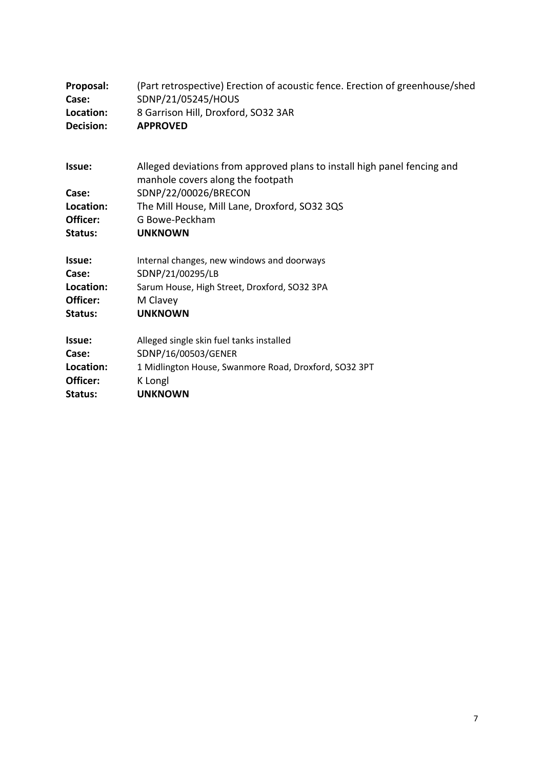**Proposal:** (Part retrospective) Erection of acoustic fence. Erection of greenhouse/shed
**Case:** SDNP/21/05245/HOUS
**Location:** 8 Garrison Hill, Droxford, SO32 3AR
**Decision:** **APPROVED**

**Issue:** Alleged deviations from approved plans to install high panel fencing and manhole covers along the footpath
**Case:** SDNP/22/00026/BRECON
**Location:** The Mill House, Mill Lane, Droxford, SO32 3QS
**Officer:** G Bowe-Peckham
**Status:** **UNKNOWN**

**Issue:** Internal changes, new windows and doorways
**Case:** SDNP/21/00295/LB
**Location:** Sarum House, High Street, Droxford, SO32 3PA
**Officer:** M Clavey
**Status:** **UNKNOWN**

**Issue:** Alleged single skin fuel tanks installed
**Case:** SDNP/16/00503/GENER
**Location:** 1 Midlington House, Swanmore Road, Droxford, SO32 3PT
**Officer:** K Longl
**Status:** **UNKNOWN**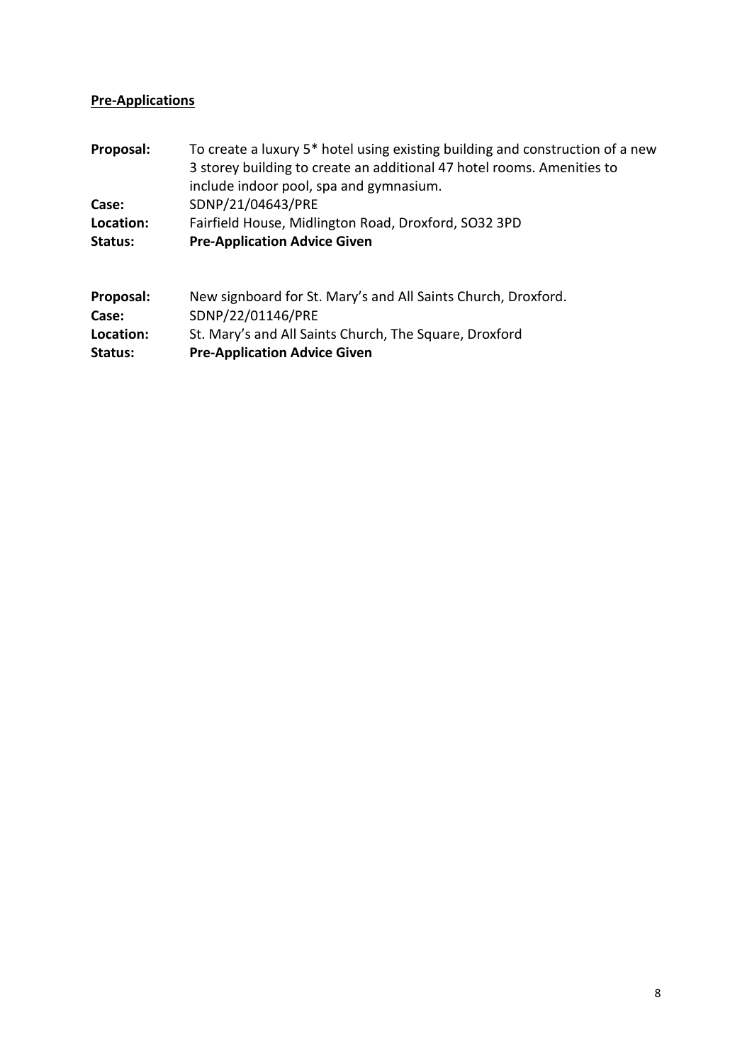**Pre-Applications**

**Proposal:** To create a luxury 5* hotel using existing building and construction of a new 3 storey building to create an additional 47 hotel rooms. Amenities to include indoor pool, spa and gymnasium.
**Case:** SDNP/21/04643/PRE
**Location:** Fairfield House, Midlington Road, Droxford, SO32 3PD
**Status:** **Pre-Application Advice Given**

**Proposal:** New signboard for St. Mary's and All Saints Church, Droxford.
**Case:** SDNP/22/01146/PRE
**Location:** St. Mary's and All Saints Church, The Square, Droxford
**Status:** **Pre-Application Advice Given**